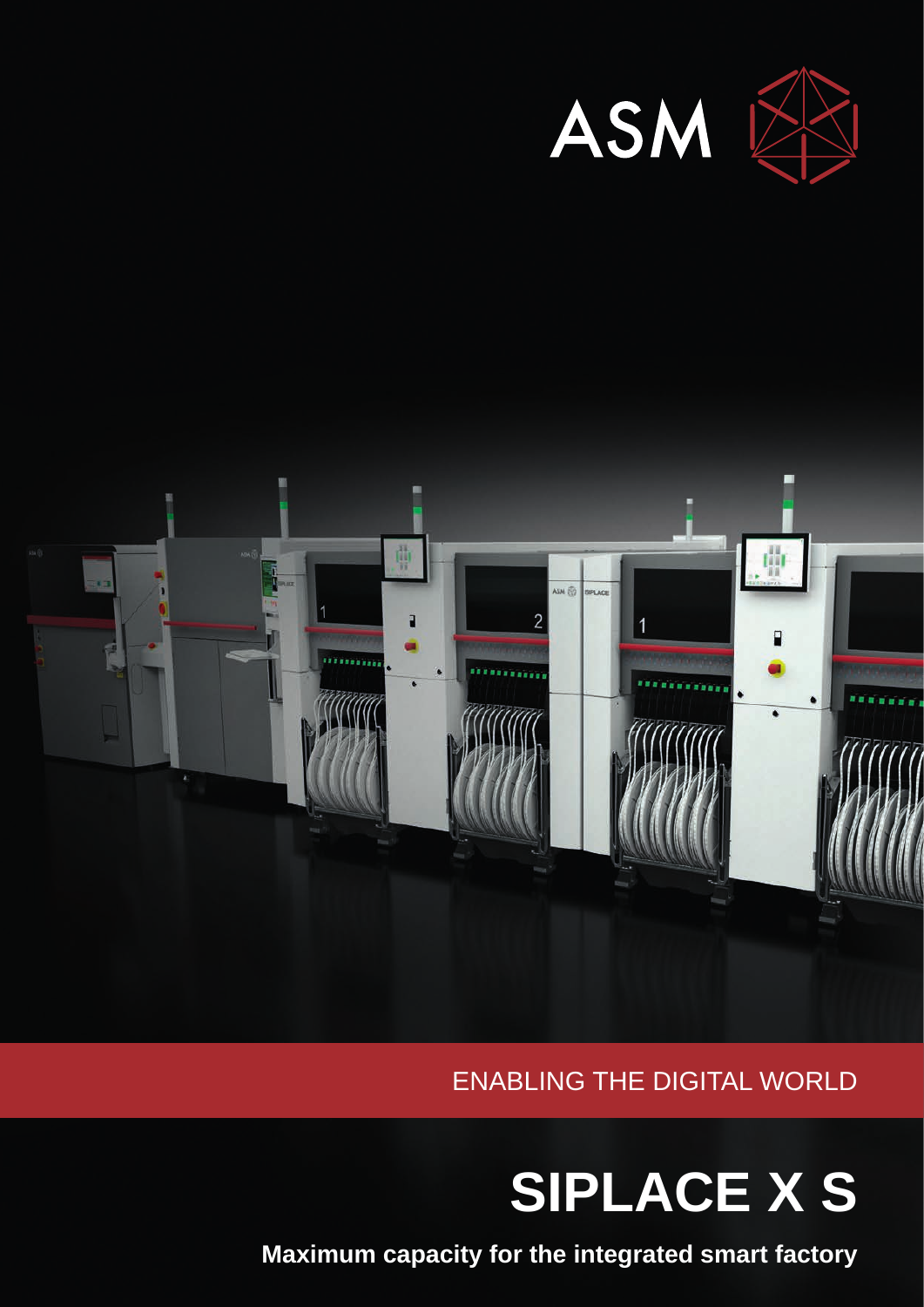ASM

ENABLING THE DIGITAL WORLD

# SIPLACE X S

**Maximum capacity for the integrated smart factory**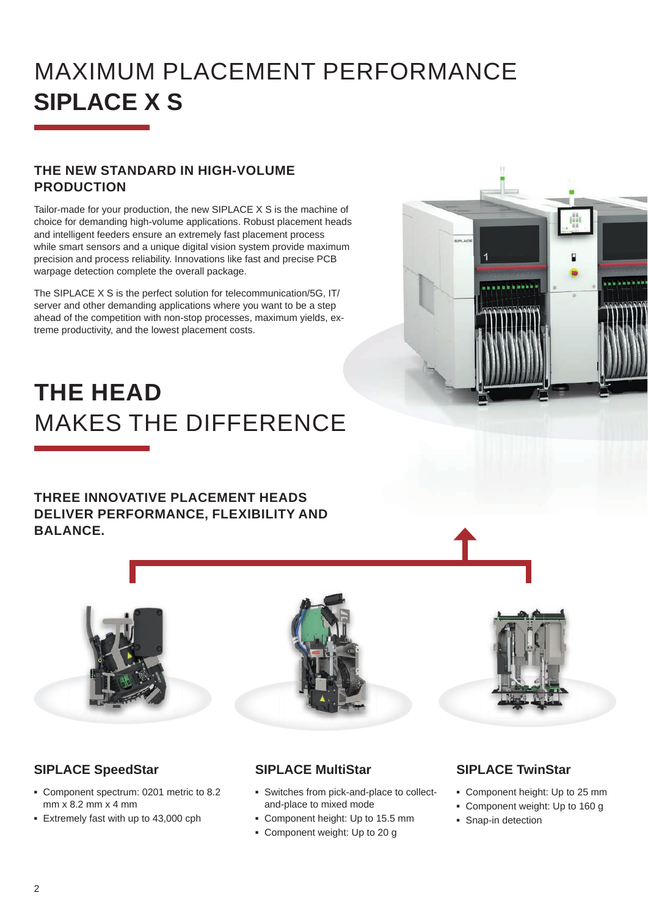# MAXIMUM PLACEMENT PERFORMANCE
# SIPLACE X S

## THE NEW STANDARD IN HIGH-VOLUME PRODUCTION

Tailor-made for your production, the new SIPLACE X S is the machine of choice for demanding high-volume applications. Robust placement heads and intelligent feeders ensure an extremely fast placement process while smart sensors and a unique digital vision system provide maximum precision and process reliability. Innovations like fast and precise PCB warpage detection complete the overall package.

The SIPLACE X S is the perfect solution for telecommunication/5G, IT/server and other demanding applications where you want to be a step ahead of the competition with non-stop processes, maximum yields, extreme productivity, and the lowest placement costs.

# THE HEAD
# MAKES THE DIFFERENCE

## THREE INNOVATIVE PLACEMENT HEADS DELIVER PERFORMANCE, FLEXIBILITY AND BALANCE.

### SIPLACE SpeedStar

- Component spectrum: 0201 metric to 8.2 mm x 8.2 mm x 4 mm
- Extremely fast with up to 43,000 cph

### SIPLACE MultiStar

- Switches from pick-and-place to collect-and-place to mixed mode
- Component height: Up to 15.5 mm
- Component weight: Up to 20 g

### SIPLACE TwinStar

- Component height: Up to 25 mm
- Component weight: Up to 160 g
- Snap-in detection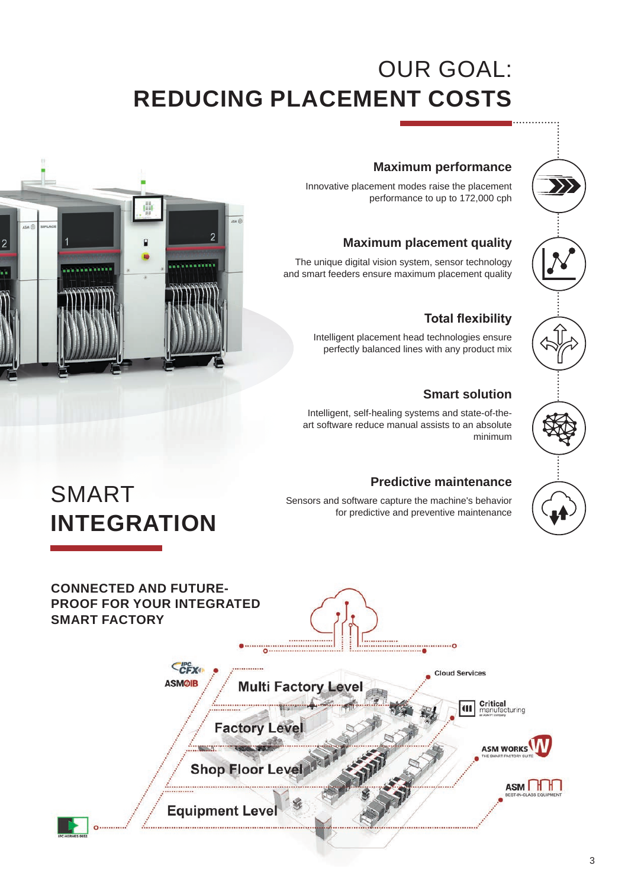# OUR GOAL:
# REDUCING PLACEMENT COSTS

### Maximum performance

Innovative placement modes raise the placement performance to up to 172,000 cph

### Maximum placement quality

The unique digital vision system, sensor technology and smart feeders ensure maximum placement quality

### Total flexibility

Intelligent placement head technologies ensure perfectly balanced lines with any product mix

### Smart solution

Intelligent, self-healing systems and state-of-the-art software reduce manual assists to an absolute minimum

### Predictive maintenance

Sensors and software capture the machine's behavior for predictive and preventive maintenance

# SMART **INTEGRATION**

**CONNECTED AND FUTURE-PROOF FOR YOUR INTEGRATED SMART FACTORY**

IPC CFX

ASM OIB

Multi Factory Level

Factory Level

Shop Floor Level

Equipment Level

Cloud Services

Critical manufacturing

ASM WORKS – THE SMART FACTORY SUITE

ASM – BEST-IN-CLASS EQUIPMENT

IPC-HERMES-9852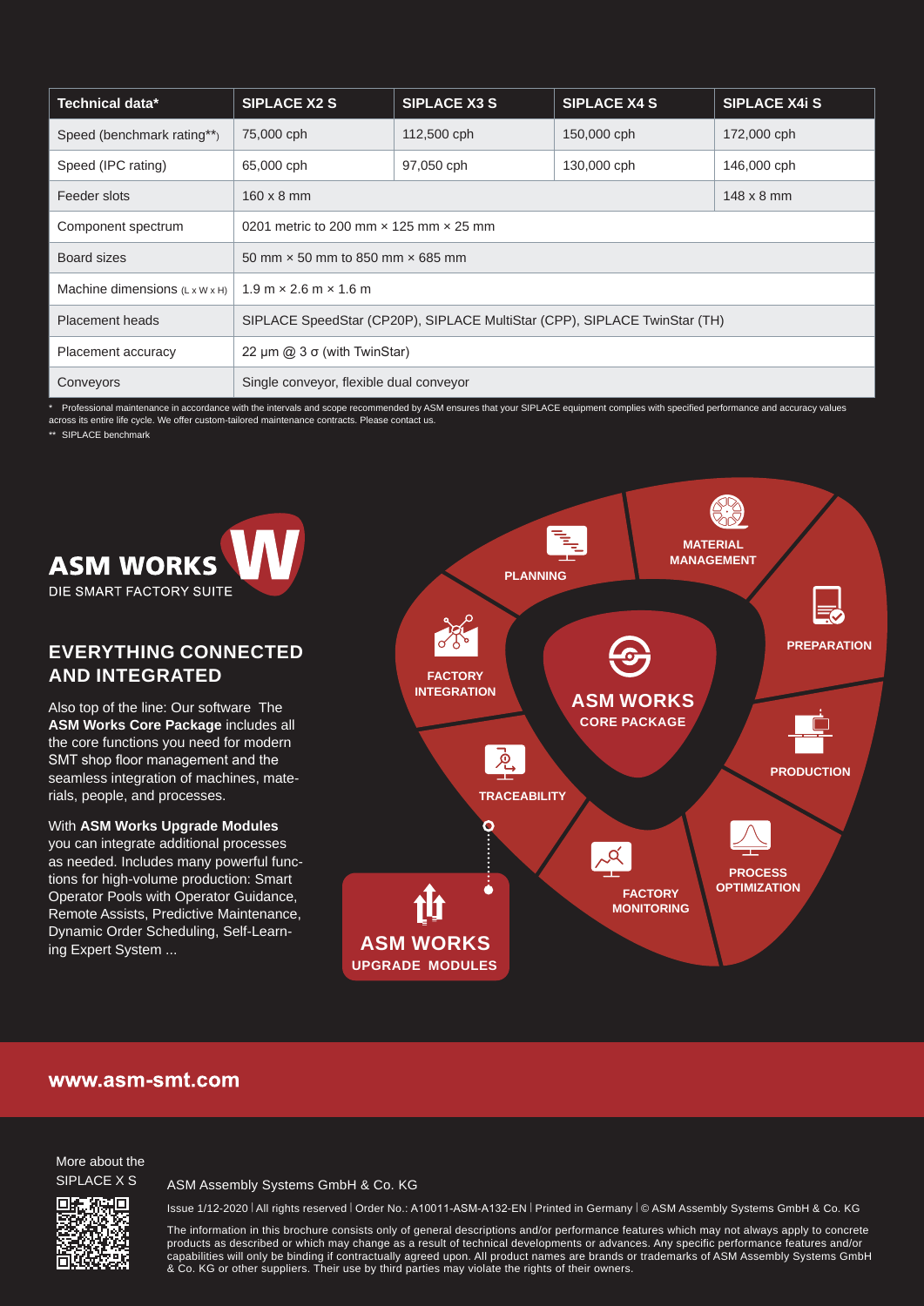| Technical data* | SIPLACE X2 S | SIPLACE X3 S | SIPLACE X4 S | SIPLACE X4i S |
|---|---|---|---|---|
| Speed (benchmark rating**) | 75,000 cph | 112,500 cph | 150,000 cph | 172,000 cph |
| Speed (IPC rating) | 65,000 cph | 97,050 cph | 130,000 cph | 146,000 cph |
| Feeder slots | 160 x 8 mm | | | 148 x 8 mm |
| Component spectrum | 0201 metric to 200 mm × 125 mm × 25 mm | | | |
| Board sizes | 50 mm × 50 mm to 850 mm × 685 mm | | | |
| Machine dimensions (L x W x H) | 1.9 m × 2.6 m × 1.6 m | | | |
| Placement heads | SIPLACE SpeedStar (CP20P), SIPLACE MultiStar (CPP), SIPLACE TwinStar (TH) | | | |
| Placement accuracy | 22 µm @ 3 σ (with TwinStar) | | | |
| Conveyors | Single conveyor, flexible dual conveyor | | | |

* Professional maintenance in accordance with the intervals and scope recommended by ASM ensures that your SIPLACE equipment complies with specified performance and accuracy values across its entire life cycle. We offer custom-tailored maintenance contracts. Please contact us.

** SIPLACE benchmark

ASM WORKS
DIE SMART FACTORY SUITE

## EVERYTHING CONNECTED AND INTEGRATED

Also top of the line: Our software The **ASM Works Core Package** includes all the core functions you need for modern SMT shop floor management and the seamless integration of machines, materials, people, and processes.

With **ASM Works Upgrade Modules** you can integrate additional processes as needed. Includes many powerful functions for high-volume production: Smart Operator Pools with Operator Guidance, Remote Assists, Predictive Maintenance, Dynamic Order Scheduling, Self-Learning Expert System ...

PLANNING
MATERIAL MANAGEMENT
PREPARATION
PRODUCTION
PROCESS OPTIMIZATION
FACTORY MONITORING
TRACEABILITY
FACTORY INTEGRATION
ASM WORKS CORE PACKAGE
ASM WORKS UPGRADE MODULES

**www.asm-smt.com**

More about the SIPLACE X S

ASM Assembly Systems GmbH & Co. KG

Issue 1/12-2020 | All rights reserved | Order No.: A10011-ASM-A132-EN | Printed in Germany | © ASM Assembly Systems GmbH & Co. KG

The information in this brochure consists only of general descriptions and/or performance features which may not always apply to concrete products as described or which may change as a result of technical developments or advances. Any specific performance features and/or capabilities will only be binding if contractually agreed upon. All product names are brands or trademarks of ASM Assembly Systems GmbH & Co. KG or other suppliers. Their use by third parties may violate the rights of their owners.